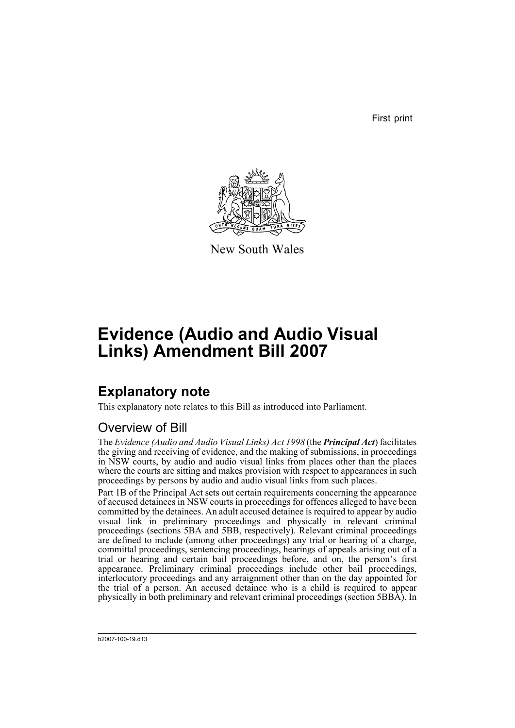First print

New South Wales

# Evidence (Audio and Audio Visual Links) Amendment Bill 2007

## Explanatory note

This explanatory note relates to this Bill as introduced into Parliament.

### Overview of Bill

The *Evidence (Audio and Audio Visual Links) Act 1998* (the ***Principal Act***) facilitates the giving and receiving of evidence, and the making of submissions, in proceedings in NSW courts, by audio and audio visual links from places other than the places where the courts are sitting and makes provision with respect to appearances in such proceedings by persons by audio and audio visual links from such places.

Part 1B of the Principal Act sets out certain requirements concerning the appearance of accused detainees in NSW courts in proceedings for offences alleged to have been committed by the detainees. An adult accused detainee is required to appear by audio visual link in preliminary proceedings and physically in relevant criminal proceedings (sections 5BA and 5BB, respectively). Relevant criminal proceedings are defined to include (among other proceedings) any trial or hearing of a charge, committal proceedings, sentencing proceedings, hearings of appeals arising out of a trial or hearing and certain bail proceedings before, and on, the person's first appearance. Preliminary criminal proceedings include other bail proceedings, interlocutory proceedings and any arraignment other than on the day appointed for the trial of a person. An accused detainee who is a child is required to appear physically in both preliminary and relevant criminal proceedings (section 5BBA). In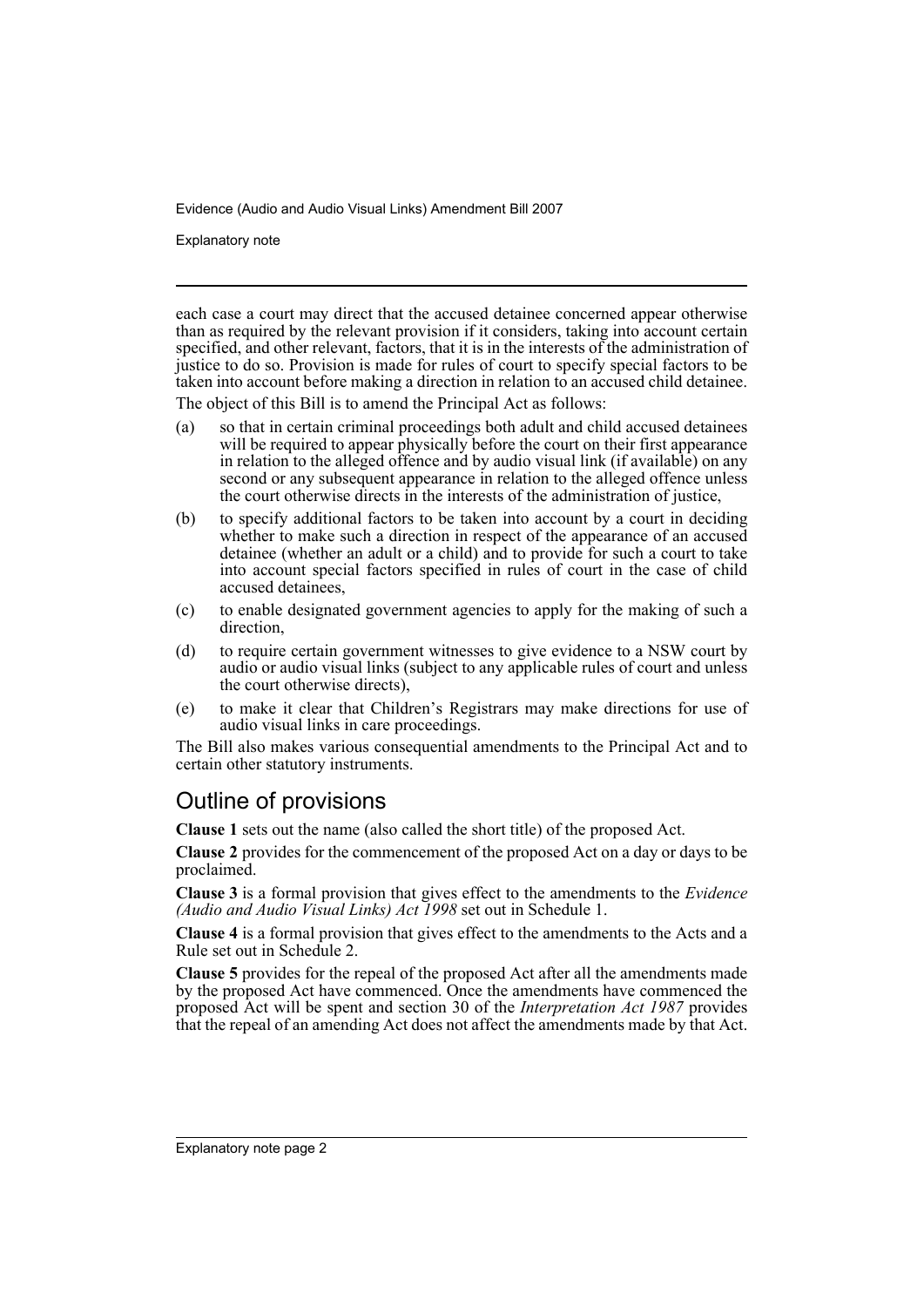each case a court may direct that the accused detainee concerned appear otherwise than as required by the relevant provision if it considers, taking into account certain specified, and other relevant, factors, that it is in the interests of the administration of justice to do so. Provision is made for rules of court to specify special factors to be taken into account before making a direction in relation to an accused child detainee.

The object of this Bill is to amend the Principal Act as follows:

(a) so that in certain criminal proceedings both adult and child accused detainees will be required to appear physically before the court on their first appearance in relation to the alleged offence and by audio visual link (if available) on any second or any subsequent appearance in relation to the alleged offence unless the court otherwise directs in the interests of the administration of justice,

(b) to specify additional factors to be taken into account by a court in deciding whether to make such a direction in respect of the appearance of an accused detainee (whether an adult or a child) and to provide for such a court to take into account special factors specified in rules of court in the case of child accused detainees,

(c) to enable designated government agencies to apply for the making of such a direction,

(d) to require certain government witnesses to give evidence to a NSW court by audio or audio visual links (subject to any applicable rules of court and unless the court otherwise directs),

(e) to make it clear that Children's Registrars may make directions for use of audio visual links in care proceedings.

The Bill also makes various consequential amendments to the Principal Act and to certain other statutory instruments.

## Outline of provisions

**Clause 1** sets out the name (also called the short title) of the proposed Act.

**Clause 2** provides for the commencement of the proposed Act on a day or days to be proclaimed.

**Clause 3** is a formal provision that gives effect to the amendments to the *Evidence (Audio and Audio Visual Links) Act 1998* set out in Schedule 1.

**Clause 4** is a formal provision that gives effect to the amendments to the Acts and a Rule set out in Schedule 2.

**Clause 5** provides for the repeal of the proposed Act after all the amendments made by the proposed Act have commenced. Once the amendments have commenced the proposed Act will be spent and section 30 of the *Interpretation Act 1987* provides that the repeal of an amending Act does not affect the amendments made by that Act.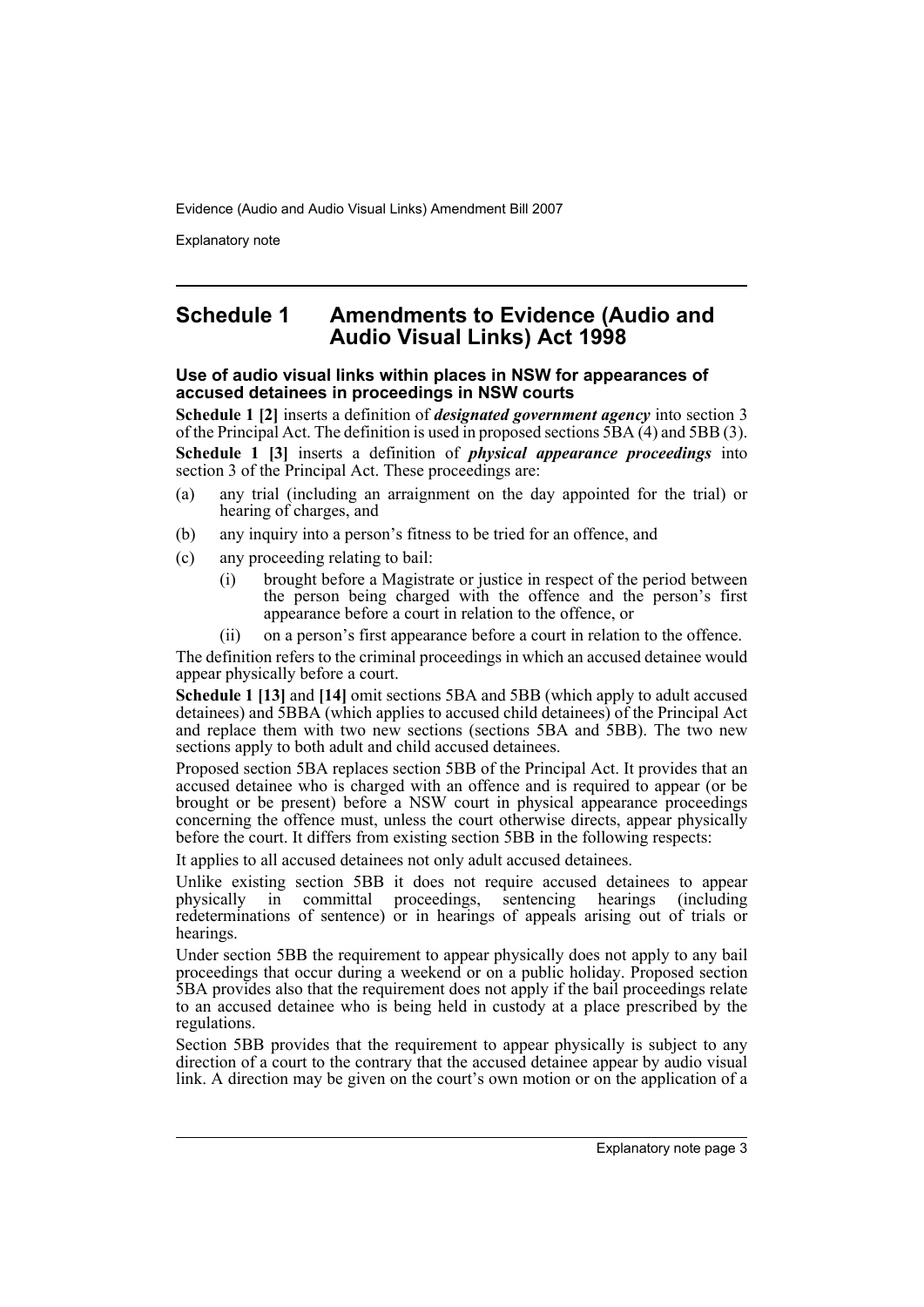## Schedule 1 Amendments to Evidence (Audio and Audio Visual Links) Act 1998

### Use of audio visual links within places in NSW for appearances of accused detainees in proceedings in NSW courts

**Schedule 1 [2]** inserts a definition of ***designated government agency*** into section 3 of the Principal Act. The definition is used in proposed sections 5BA (4) and 5BB (3).

**Schedule 1 [3]** inserts a definition of ***physical appearance proceedings*** into section 3 of the Principal Act. These proceedings are:

(a) any trial (including an arraignment on the day appointed for the trial) or hearing of charges, and

(b) any inquiry into a person's fitness to be tried for an offence, and

(c) any proceeding relating to bail:

  (i) brought before a Magistrate or justice in respect of the period between the person being charged with the offence and the person's first appearance before a court in relation to the offence, or

  (ii) on a person's first appearance before a court in relation to the offence.

The definition refers to the criminal proceedings in which an accused detainee would appear physically before a court.

**Schedule 1 [13]** and **[14]** omit sections 5BA and 5BB (which apply to adult accused detainees) and 5BBA (which applies to accused child detainees) of the Principal Act and replace them with two new sections (sections 5BA and 5BB). The two new sections apply to both adult and child accused detainees.

Proposed section 5BA replaces section 5BB of the Principal Act. It provides that an accused detainee who is charged with an offence and is required to appear (or be brought or be present) before a NSW court in physical appearance proceedings concerning the offence must, unless the court otherwise directs, appear physically before the court. It differs from existing section 5BB in the following respects:

It applies to all accused detainees not only adult accused detainees.

Unlike existing section 5BB it does not require accused detainees to appear physically in committal proceedings, sentencing hearings (including redeterminations of sentence) or in hearings of appeals arising out of trials or hearings.

Under section 5BB the requirement to appear physically does not apply to any bail proceedings that occur during a weekend or on a public holiday. Proposed section 5BA provides also that the requirement does not apply if the bail proceedings relate to an accused detainee who is being held in custody at a place prescribed by the regulations.

Section 5BB provides that the requirement to appear physically is subject to any direction of a court to the contrary that the accused detainee appear by audio visual link. A direction may be given on the court's own motion or on the application of a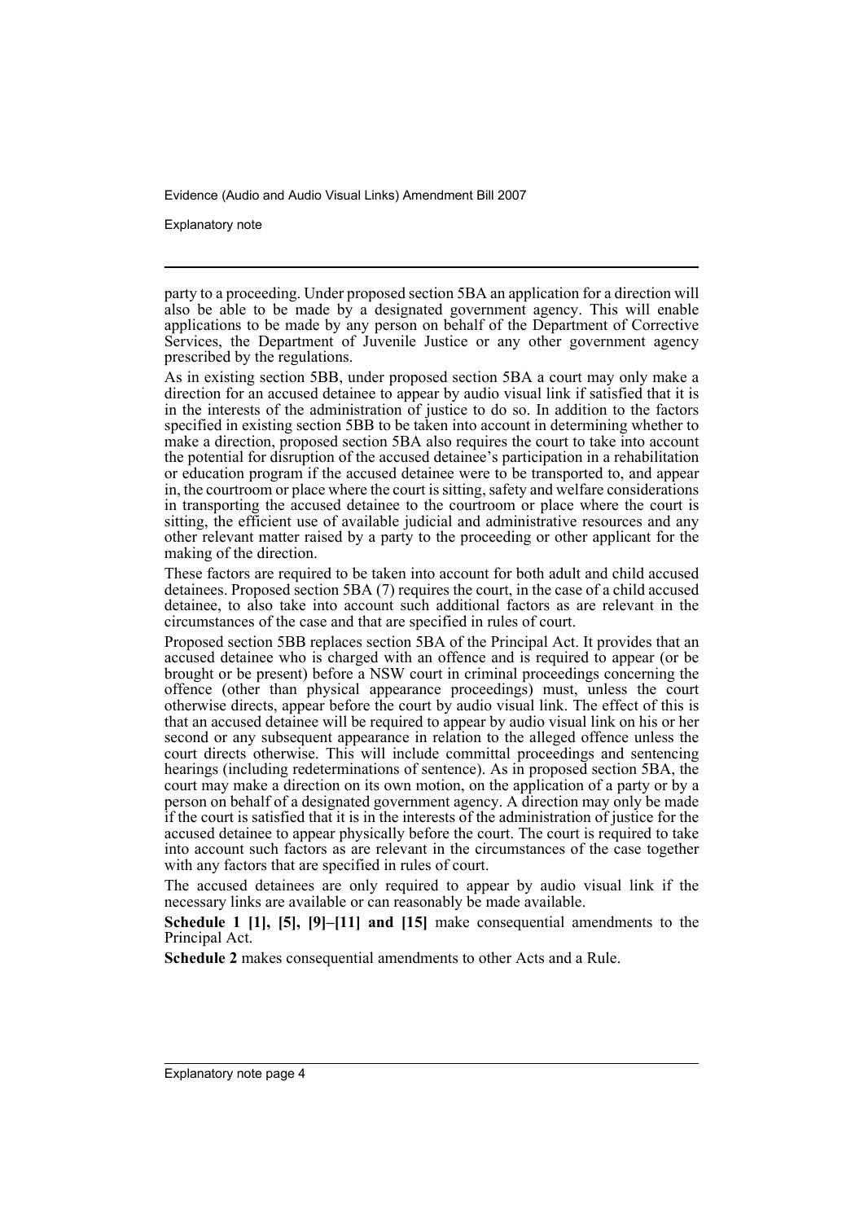party to a proceeding. Under proposed section 5BA an application for a direction will also be able to be made by a designated government agency. This will enable applications to be made by any person on behalf of the Department of Corrective Services, the Department of Juvenile Justice or any other government agency prescribed by the regulations.

As in existing section 5BB, under proposed section 5BA a court may only make a direction for an accused detainee to appear by audio visual link if satisfied that it is in the interests of the administration of justice to do so. In addition to the factors specified in existing section 5BB to be taken into account in determining whether to make a direction, proposed section 5BA also requires the court to take into account the potential for disruption of the accused detainee's participation in a rehabilitation or education program if the accused detainee were to be transported to, and appear in, the courtroom or place where the court is sitting, safety and welfare considerations in transporting the accused detainee to the courtroom or place where the court is sitting, the efficient use of available judicial and administrative resources and any other relevant matter raised by a party to the proceeding or other applicant for the making of the direction.

These factors are required to be taken into account for both adult and child accused detainees. Proposed section 5BA (7) requires the court, in the case of a child accused detainee, to also take into account such additional factors as are relevant in the circumstances of the case and that are specified in rules of court.

Proposed section 5BB replaces section 5BA of the Principal Act. It provides that an accused detainee who is charged with an offence and is required to appear (or be brought or be present) before a NSW court in criminal proceedings concerning the offence (other than physical appearance proceedings) must, unless the court otherwise directs, appear before the court by audio visual link. The effect of this is that an accused detainee will be required to appear by audio visual link on his or her second or any subsequent appearance in relation to the alleged offence unless the court directs otherwise. This will include committal proceedings and sentencing hearings (including redeterminations of sentence). As in proposed section 5BA, the court may make a direction on its own motion, on the application of a party or by a person on behalf of a designated government agency. A direction may only be made if the court is satisfied that it is in the interests of the administration of justice for the accused detainee to appear physically before the court. The court is required to take into account such factors as are relevant in the circumstances of the case together with any factors that are specified in rules of court.

The accused detainees are only required to appear by audio visual link if the necessary links are available or can reasonably be made available.

**Schedule 1 [1], [5], [9]–[11] and [15]** make consequential amendments to the Principal Act.

**Schedule 2** makes consequential amendments to other Acts and a Rule.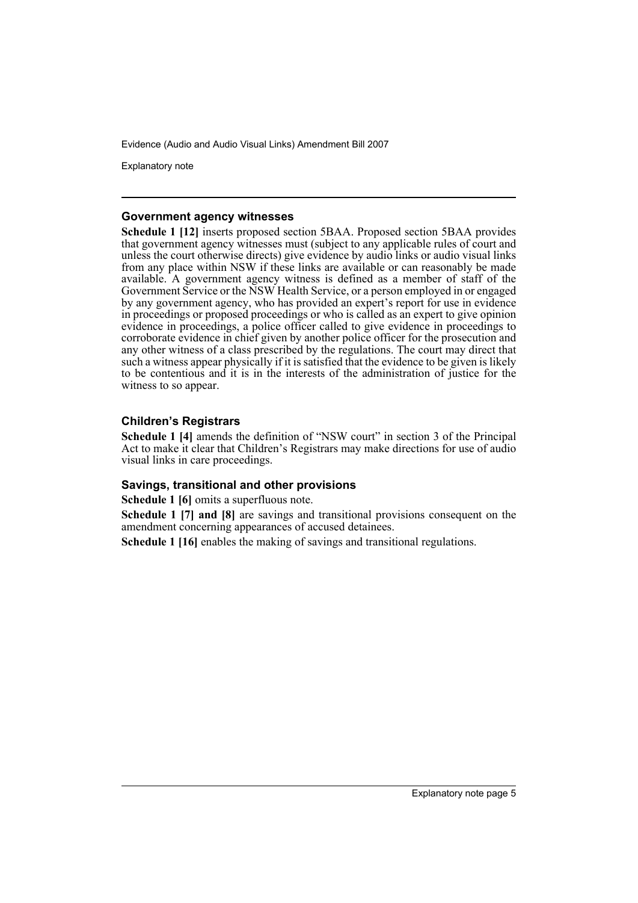### Government agency witnesses

**Schedule 1 [12]** inserts proposed section 5BAA. Proposed section 5BAA provides that government agency witnesses must (subject to any applicable rules of court and unless the court otherwise directs) give evidence by audio links or audio visual links from any place within NSW if these links are available or can reasonably be made available. A government agency witness is defined as a member of staff of the Government Service or the NSW Health Service, or a person employed in or engaged by any government agency, who has provided an expert's report for use in evidence in proceedings or proposed proceedings or who is called as an expert to give opinion evidence in proceedings, a police officer called to give evidence in proceedings to corroborate evidence in chief given by another police officer for the prosecution and any other witness of a class prescribed by the regulations. The court may direct that such a witness appear physically if it is satisfied that the evidence to be given is likely to be contentious and it is in the interests of the administration of justice for the witness to so appear.

### Children's Registrars

**Schedule 1 [4]** amends the definition of "NSW court" in section 3 of the Principal Act to make it clear that Children's Registrars may make directions for use of audio visual links in care proceedings.

### Savings, transitional and other provisions

**Schedule 1 [6]** omits a superfluous note.

**Schedule 1 [7] and [8]** are savings and transitional provisions consequent on the amendment concerning appearances of accused detainees.

**Schedule 1 [16]** enables the making of savings and transitional regulations.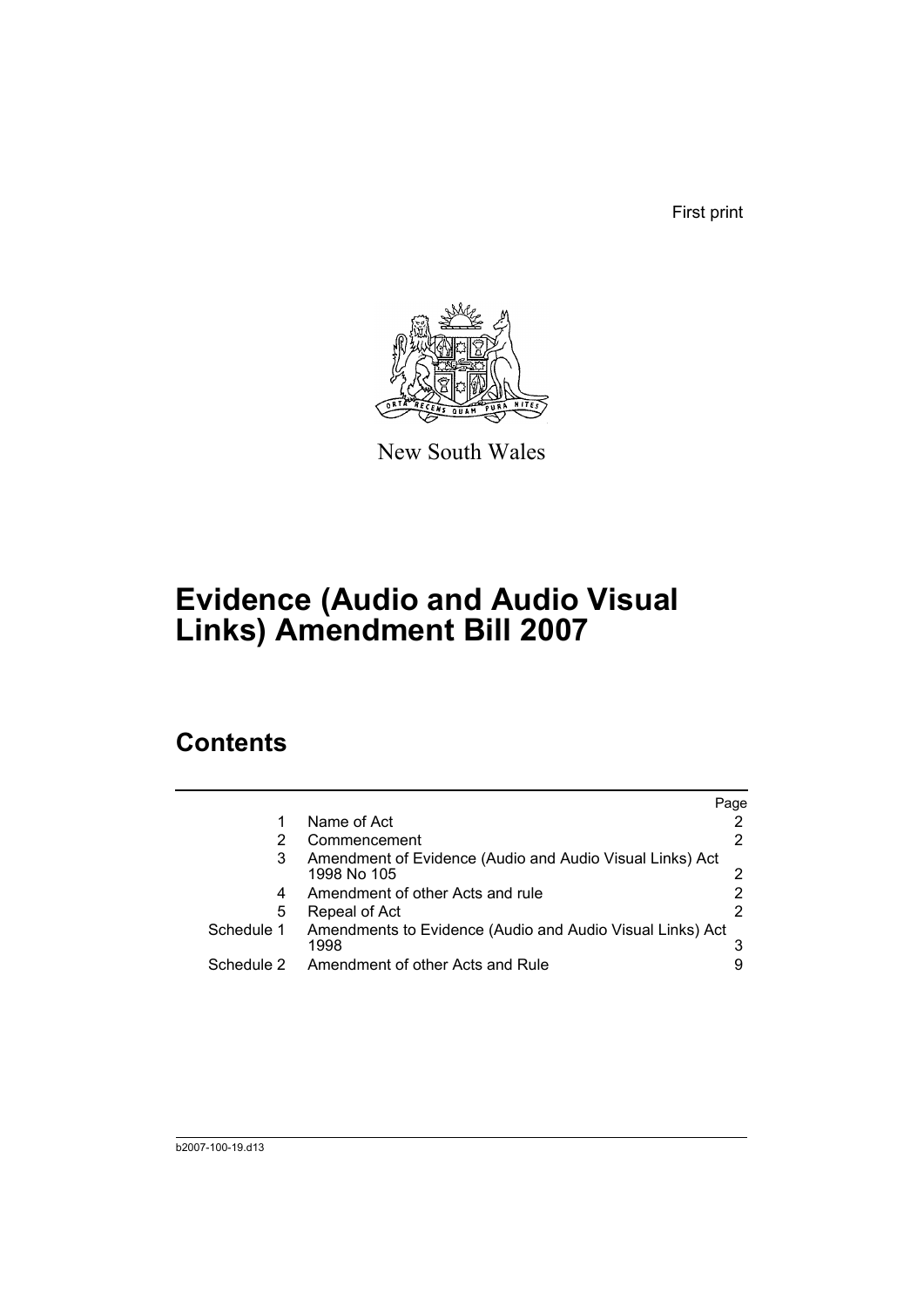First print

New South Wales

# Evidence (Audio and Audio Visual Links) Amendment Bill 2007

## Contents

| | | Page |
|---|---|---|
| 1 | Name of Act | 2 |
| 2 | Commencement | 2 |
| 3 | Amendment of Evidence (Audio and Audio Visual Links) Act 1998 No 105 | 2 |
| 4 | Amendment of other Acts and rule | 2 |
| 5 | Repeal of Act | 2 |
| Schedule 1 | Amendments to Evidence (Audio and Audio Visual Links) Act 1998 | 3 |
| Schedule 2 | Amendment of other Acts and Rule | 9 |

b2007-100-19.d13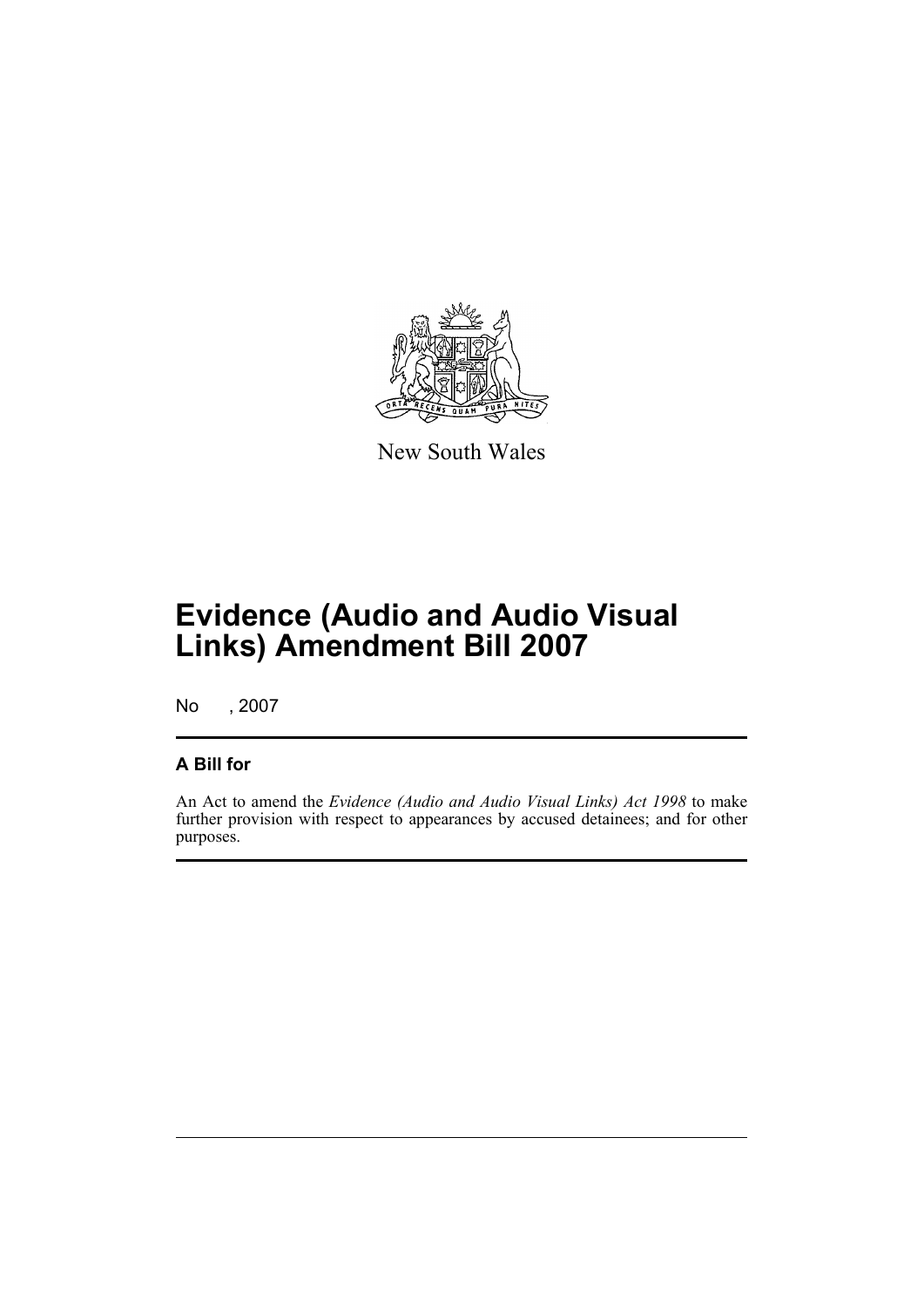New South Wales

# Evidence (Audio and Audio Visual Links) Amendment Bill 2007

No , 2007

## A Bill for

An Act to amend the *Evidence (Audio and Audio Visual Links) Act 1998* to make further provision with respect to appearances by accused detainees; and for other purposes.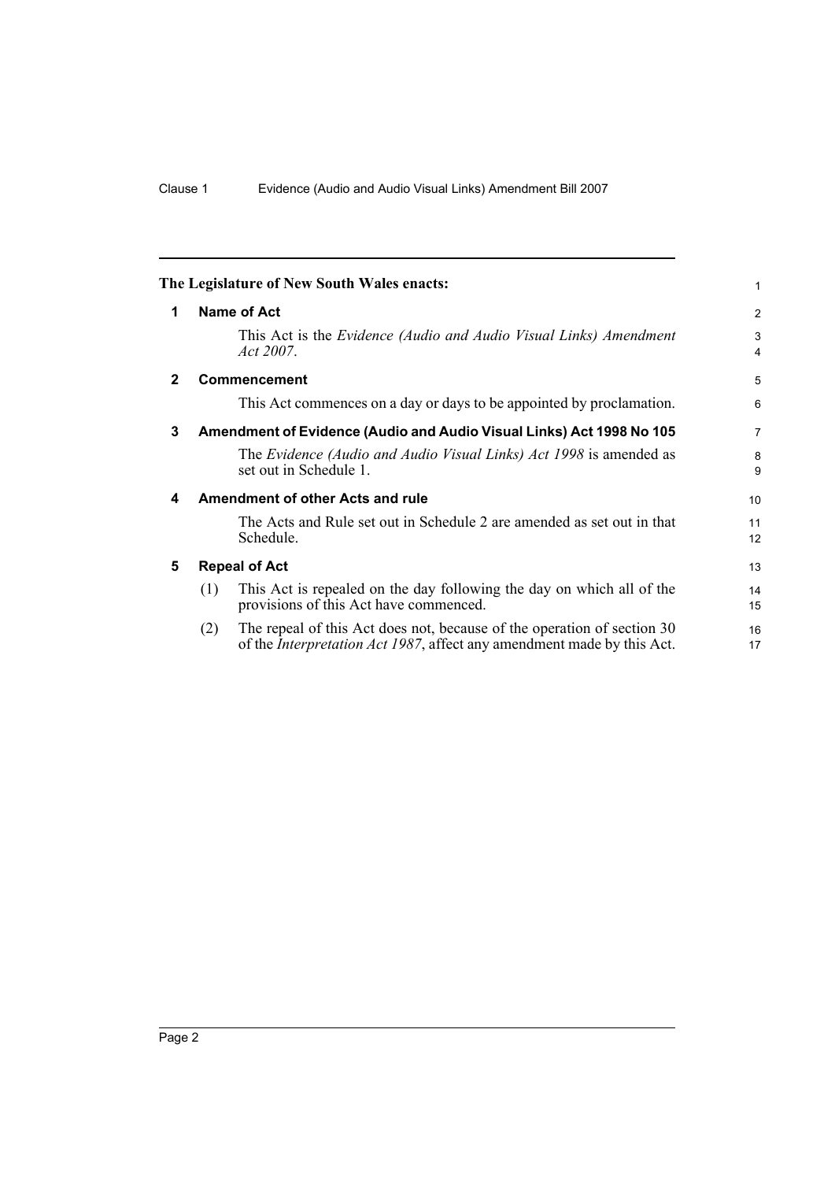**The Legislature of New South Wales enacts:**

## 1 Name of Act

This Act is the *Evidence (Audio and Audio Visual Links) Amendment Act 2007*.

## 2 Commencement

This Act commences on a day or days to be appointed by proclamation.

## 3 Amendment of Evidence (Audio and Audio Visual Links) Act 1998 No 105

The *Evidence (Audio and Audio Visual Links) Act 1998* is amended as set out in Schedule 1.

## 4 Amendment of other Acts and rule

The Acts and Rule set out in Schedule 2 are amended as set out in that Schedule.

## 5 Repeal of Act

(1) This Act is repealed on the day following the day on which all of the provisions of this Act have commenced.

(2) The repeal of this Act does not, because of the operation of section 30 of the *Interpretation Act 1987*, affect any amendment made by this Act.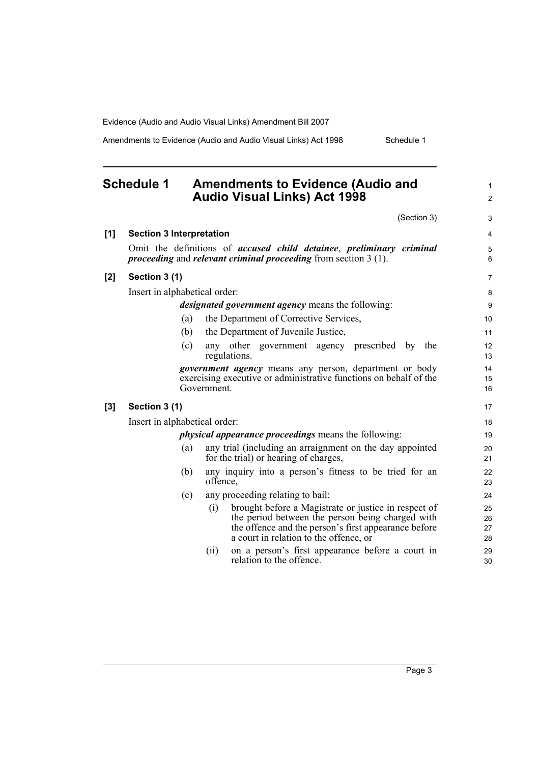## Schedule 1 Amendments to Evidence (Audio and Audio Visual Links) Act 1998

(Section 3)

**[1] Section 3 Interpretation**

Omit the definitions of ***accused child detainee***, ***preliminary criminal proceeding*** and ***relevant criminal proceeding*** from section 3 (1).

**[2] Section 3 (1)**

Insert in alphabetical order:

***designated government agency*** means the following:

(a) the Department of Corrective Services,

(b) the Department of Juvenile Justice,

(c) any other government agency prescribed by the regulations.

***government agency*** means any person, department or body exercising executive or administrative functions on behalf of the Government.

**[3] Section 3 (1)**

Insert in alphabetical order:

***physical appearance proceedings*** means the following:

(a) any trial (including an arraignment on the day appointed for the trial) or hearing of charges,

(b) any inquiry into a person's fitness to be tried for an offence,

(c) any proceeding relating to bail:

(i) brought before a Magistrate or justice in respect of the period between the person being charged with the offence and the person's first appearance before a court in relation to the offence, or

(ii) on a person's first appearance before a court in relation to the offence.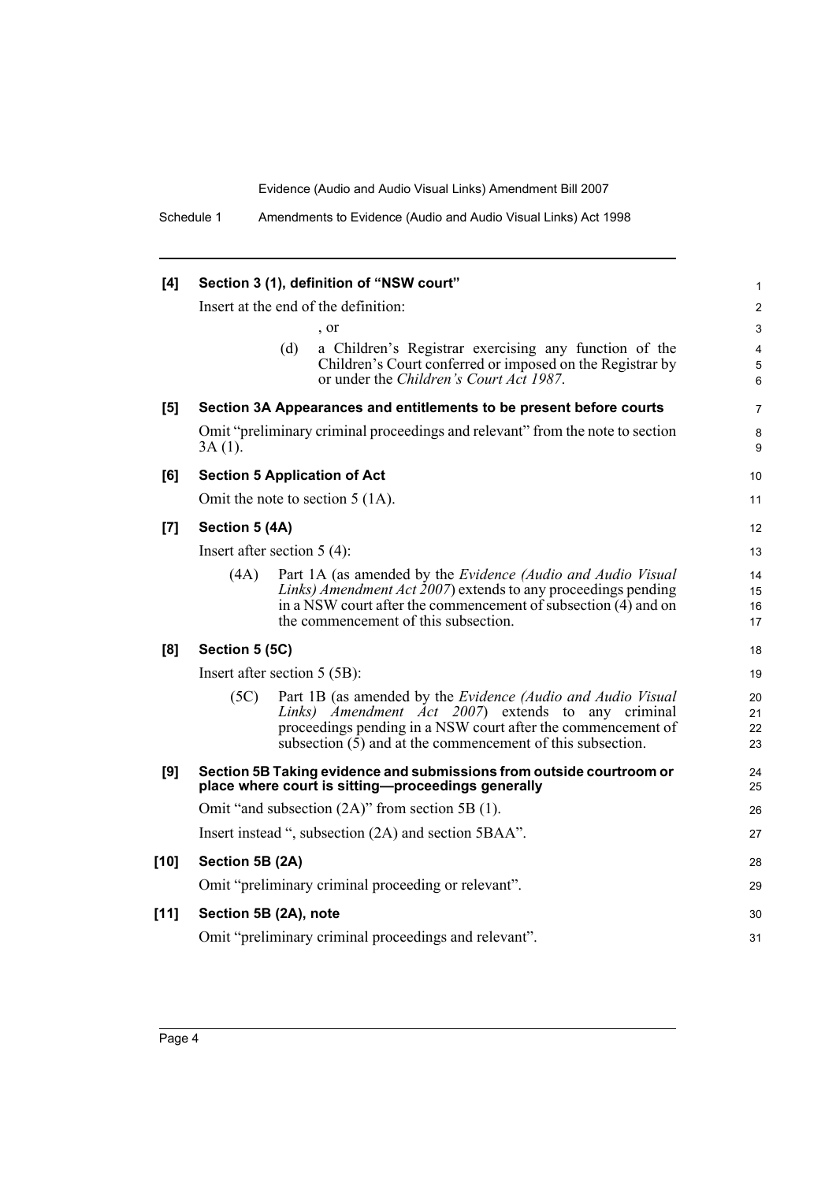**[4] Section 3 (1), definition of "NSW court"**

Insert at the end of the definition:

, or

(d) a Children's Registrar exercising any function of the Children's Court conferred or imposed on the Registrar by or under the *Children's Court Act 1987*.

**[5] Section 3A Appearances and entitlements to be present before courts**

Omit "preliminary criminal proceedings and relevant" from the note to section 3A (1).

**[6] Section 5 Application of Act**

Omit the note to section 5 (1A).

**[7] Section 5 (4A)**

Insert after section 5 (4):

(4A) Part 1A (as amended by the *Evidence (Audio and Audio Visual Links) Amendment Act 2007*) extends to any proceedings pending in a NSW court after the commencement of subsection (4) and on the commencement of this subsection.

**[8] Section 5 (5C)**

Insert after section 5 (5B):

(5C) Part 1B (as amended by the *Evidence (Audio and Audio Visual Links) Amendment Act 2007*) extends to any criminal proceedings pending in a NSW court after the commencement of subsection (5) and at the commencement of this subsection.

**[9] Section 5B Taking evidence and submissions from outside courtroom or place where court is sitting—proceedings generally**

Omit "and subsection (2A)" from section 5B (1).

Insert instead ", subsection (2A) and section 5BAA".

**[10] Section 5B (2A)**

Omit "preliminary criminal proceeding or relevant".

**[11] Section 5B (2A), note**

Omit "preliminary criminal proceedings and relevant".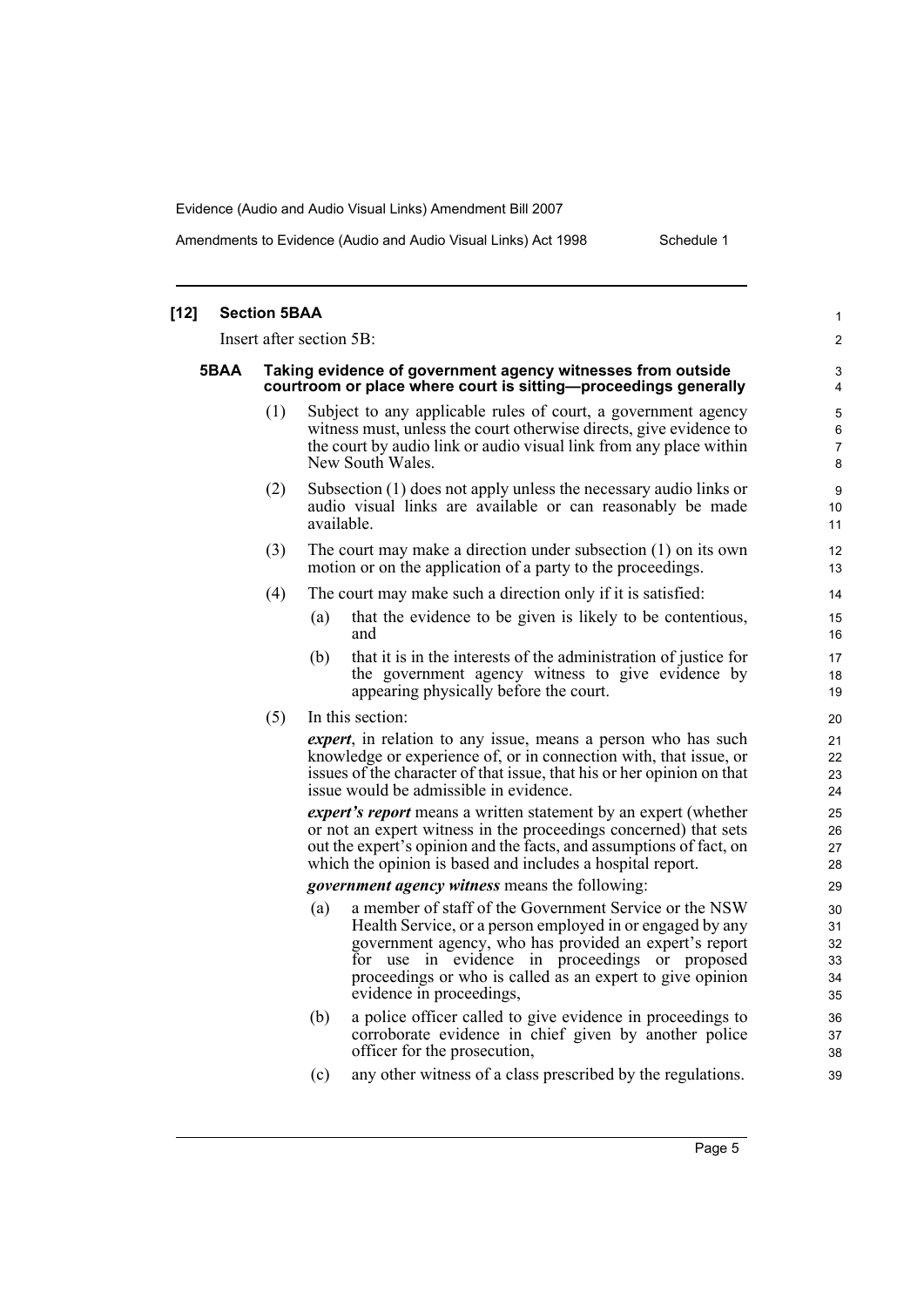**[12] Section 5BAA**

Insert after section 5B:

**5BAA Taking evidence of government agency witnesses from outside courtroom or place where court is sitting—proceedings generally**

(1) Subject to any applicable rules of court, a government agency witness must, unless the court otherwise directs, give evidence to the court by audio link or audio visual link from any place within New South Wales.

(2) Subsection (1) does not apply unless the necessary audio links or audio visual links are available or can reasonably be made available.

(3) The court may make a direction under subsection (1) on its own motion or on the application of a party to the proceedings.

(4) The court may make such a direction only if it is satisfied:

(a) that the evidence to be given is likely to be contentious, and

(b) that it is in the interests of the administration of justice for the government agency witness to give evidence by appearing physically before the court.

(5) In this section:

***expert***, in relation to any issue, means a person who has such knowledge or experience of, or in connection with, that issue, or issues of the character of that issue, that his or her opinion on that issue would be admissible in evidence.

***expert's report*** means a written statement by an expert (whether or not an expert witness in the proceedings concerned) that sets out the expert's opinion and the facts, and assumptions of fact, on which the opinion is based and includes a hospital report.

***government agency witness*** means the following:

(a) a member of staff of the Government Service or the NSW Health Service, or a person employed in or engaged by any government agency, who has provided an expert's report for use in evidence in proceedings or proposed proceedings or who is called as an expert to give opinion evidence in proceedings,

(b) a police officer called to give evidence in proceedings to corroborate evidence in chief given by another police officer for the prosecution,

(c) any other witness of a class prescribed by the regulations.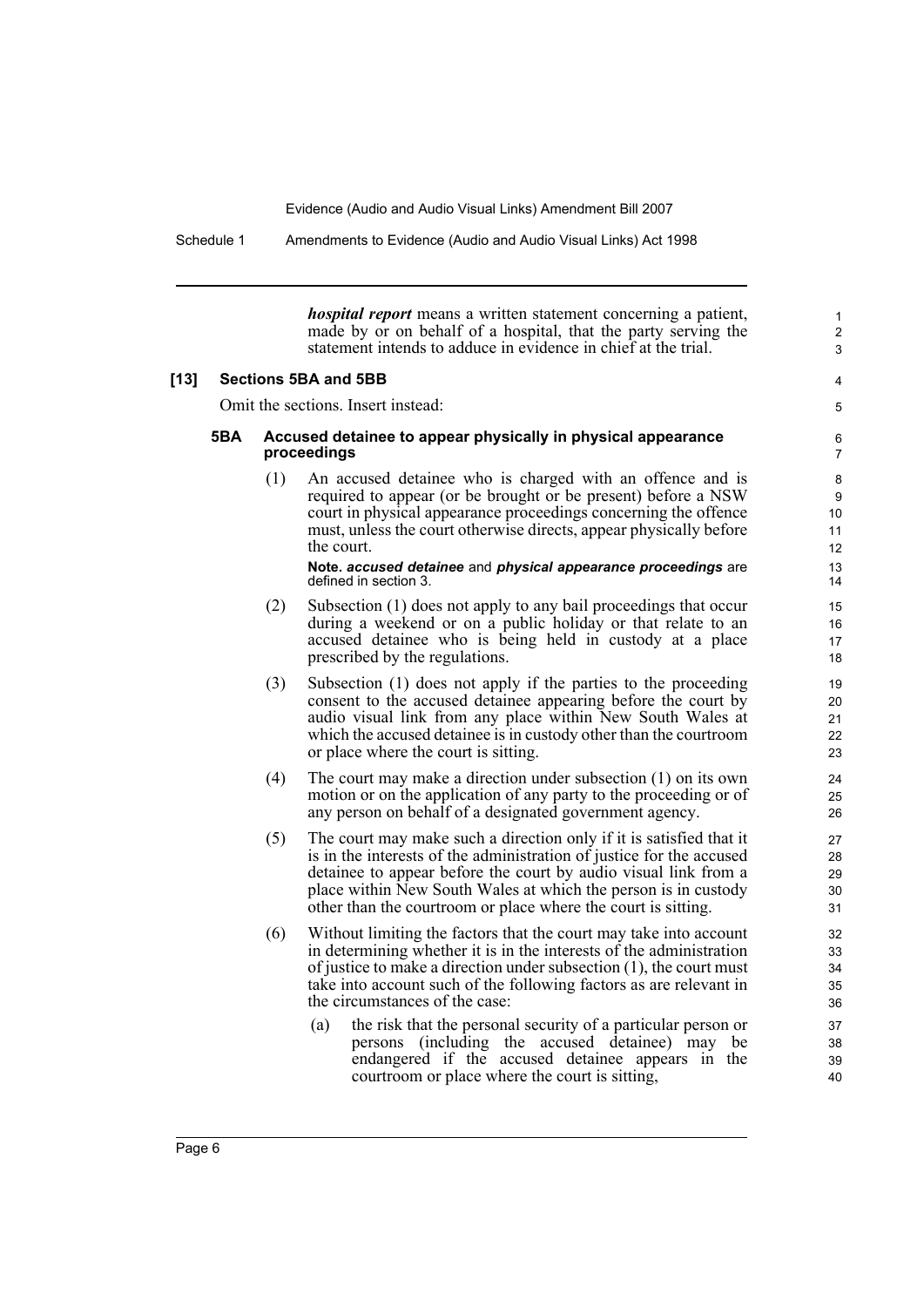*hospital report* means a written statement concerning a patient, made by or on behalf of a hospital, that the party serving the statement intends to adduce in evidence in chief at the trial.

**[13] Sections 5BA and 5BB**

Omit the sections. Insert instead:

**5BA Accused detainee to appear physically in physical appearance proceedings**

(1) An accused detainee who is charged with an offence and is required to appear (or be brought or be present) before a NSW court in physical appearance proceedings concerning the offence must, unless the court otherwise directs, appear physically before the court.

**Note.** ***accused detainee*** **and** ***physical appearance proceedings*** **are defined in section 3.**

(2) Subsection (1) does not apply to any bail proceedings that occur during a weekend or on a public holiday or that relate to an accused detainee who is being held in custody at a place prescribed by the regulations.

(3) Subsection (1) does not apply if the parties to the proceeding consent to the accused detainee appearing before the court by audio visual link from any place within New South Wales at which the accused detainee is in custody other than the courtroom or place where the court is sitting.

(4) The court may make a direction under subsection (1) on its own motion or on the application of any party to the proceeding or of any person on behalf of a designated government agency.

(5) The court may make such a direction only if it is satisfied that it is in the interests of the administration of justice for the accused detainee to appear before the court by audio visual link from a place within New South Wales at which the person is in custody other than the courtroom or place where the court is sitting.

(6) Without limiting the factors that the court may take into account in determining whether it is in the interests of the administration of justice to make a direction under subsection (1), the court must take into account such of the following factors as are relevant in the circumstances of the case:

(a) the risk that the personal security of a particular person or persons (including the accused detainee) may be endangered if the accused detainee appears in the courtroom or place where the court is sitting,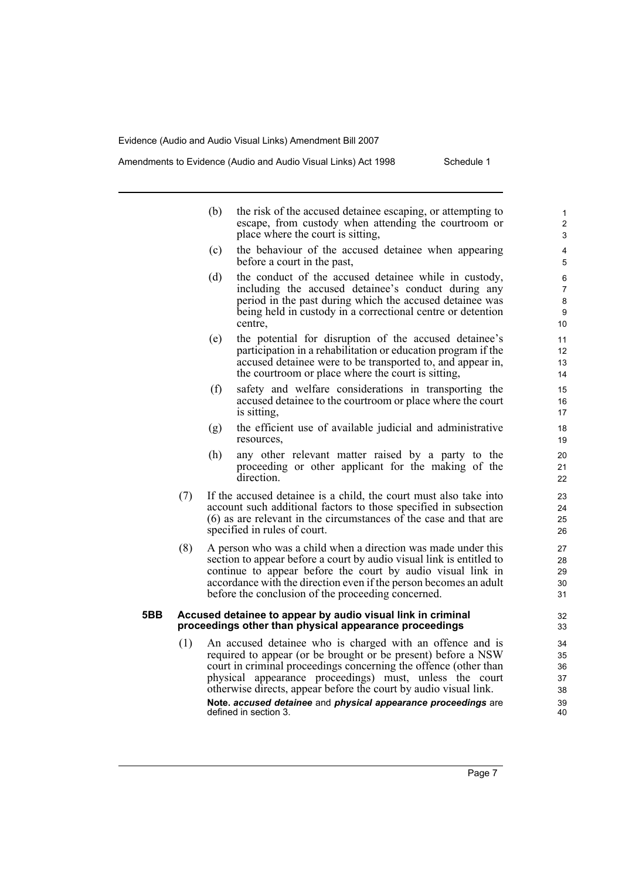(b) the risk of the accused detainee escaping, or attempting to escape, from custody when attending the courtroom or place where the court is sitting,

(c) the behaviour of the accused detainee when appearing before a court in the past,

(d) the conduct of the accused detainee while in custody, including the accused detainee's conduct during any period in the past during which the accused detainee was being held in custody in a correctional centre or detention centre,

(e) the potential for disruption of the accused detainee's participation in a rehabilitation or education program if the accused detainee were to be transported to, and appear in, the courtroom or place where the court is sitting,

(f) safety and welfare considerations in transporting the accused detainee to the courtroom or place where the court is sitting,

(g) the efficient use of available judicial and administrative resources,

(h) any other relevant matter raised by a party to the proceeding or other applicant for the making of the direction.

(7) If the accused detainee is a child, the court must also take into account such additional factors to those specified in subsection (6) as are relevant in the circumstances of the case and that are specified in rules of court.

(8) A person who was a child when a direction was made under this section to appear before a court by audio visual link is entitled to continue to appear before the court by audio visual link in accordance with the direction even if the person becomes an adult before the conclusion of the proceeding concerned.

**5BB Accused detainee to appear by audio visual link in criminal proceedings other than physical appearance proceedings**

(1) An accused detainee who is charged with an offence and is required to appear (or be brought or be present) before a NSW court in criminal proceedings concerning the offence (other than physical appearance proceedings) must, unless the court otherwise directs, appear before the court by audio visual link.

**Note.** ***accused detainee*** and ***physical appearance proceedings*** are defined in section 3.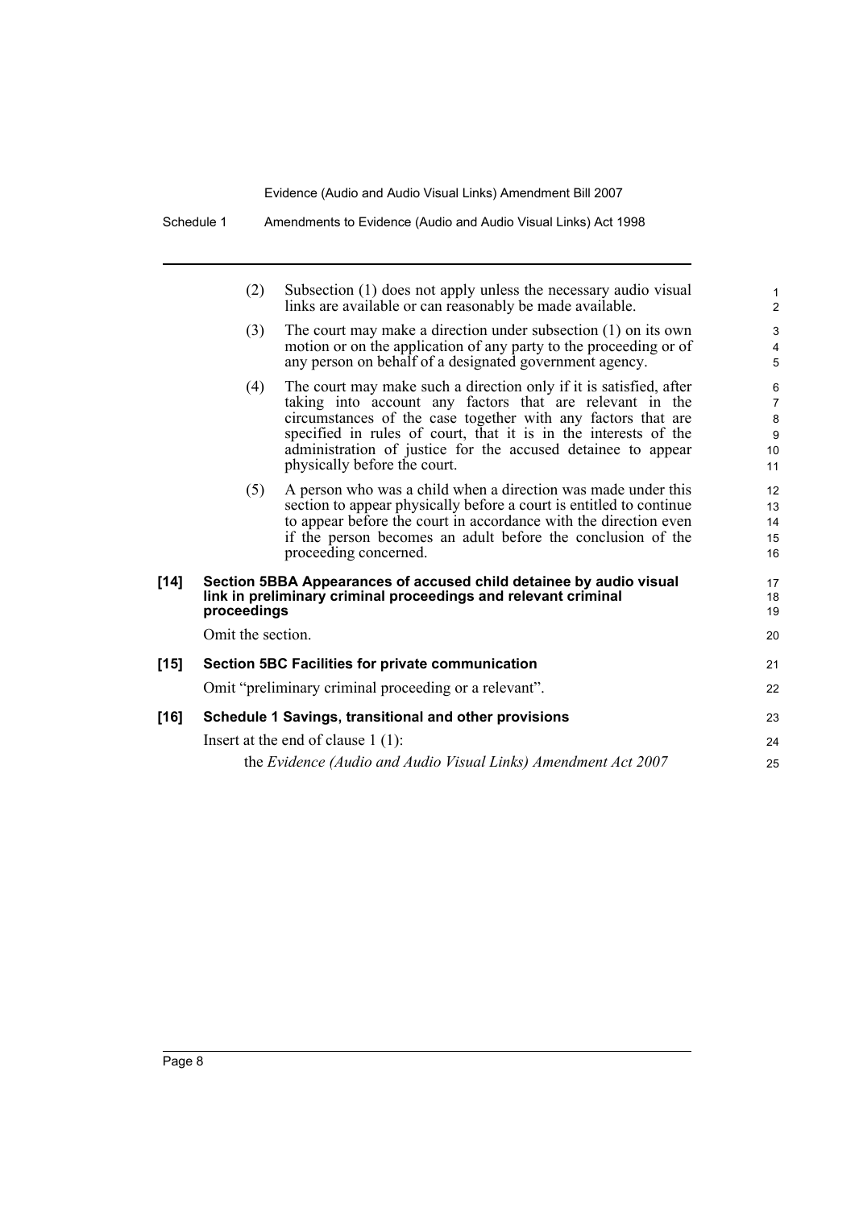(2) Subsection (1) does not apply unless the necessary audio visual links are available or can reasonably be made available.

(3) The court may make a direction under subsection (1) on its own motion or on the application of any party to the proceeding or of any person on behalf of a designated government agency.

(4) The court may make such a direction only if it is satisfied, after taking into account any factors that are relevant in the circumstances of the case together with any factors that are specified in rules of court, that it is in the interests of the administration of justice for the accused detainee to appear physically before the court.

(5) A person who was a child when a direction was made under this section to appear physically before a court is entitled to continue to appear before the court in accordance with the direction even if the person becomes an adult before the conclusion of the proceeding concerned.

**[14] Section 5BBA Appearances of accused child detainee by audio visual link in preliminary criminal proceedings and relevant criminal proceedings**

Omit the section.

**[15] Section 5BC Facilities for private communication**

Omit "preliminary criminal proceeding or a relevant".

**[16] Schedule 1 Savings, transitional and other provisions**

Insert at the end of clause 1 (1):

the *Evidence (Audio and Audio Visual Links) Amendment Act 2007*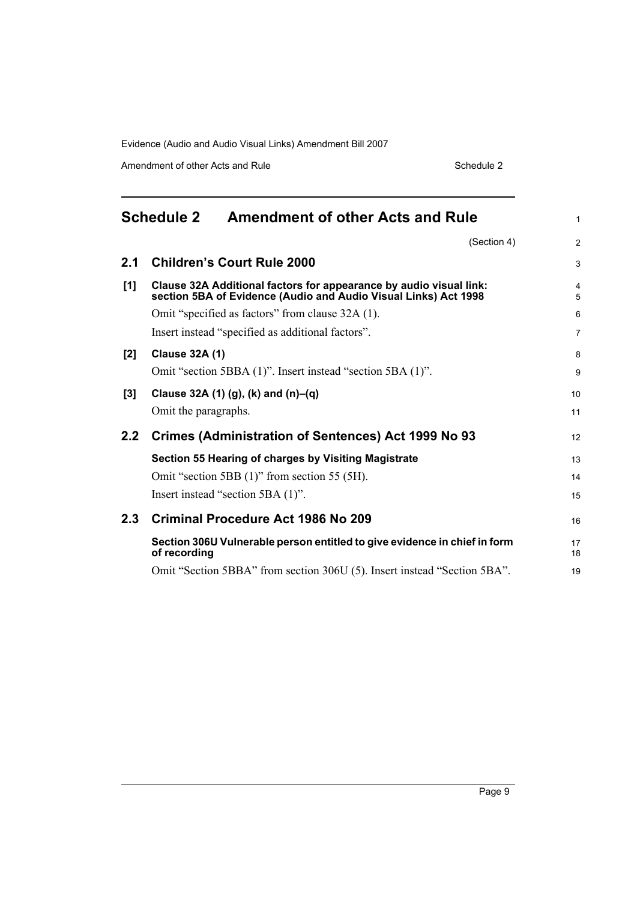# Schedule 2 Amendment of other Acts and Rule

(Section 4)

## 2.1 Children's Court Rule 2000

**[1] Clause 32A Additional factors for appearance by audio visual link: section 5BA of Evidence (Audio and Audio Visual Links) Act 1998**

Omit "specified as factors" from clause 32A (1).

Insert instead "specified as additional factors".

**[2] Clause 32A (1)**

Omit "section 5BBA (1)". Insert instead "section 5BA (1)".

**[3] Clause 32A (1) (g), (k) and (n)–(q)**

Omit the paragraphs.

## 2.2 Crimes (Administration of Sentences) Act 1999 No 93

**Section 55 Hearing of charges by Visiting Magistrate**

Omit "section 5BB (1)" from section 55 (5H).

Insert instead "section 5BA (1)".

## 2.3 Criminal Procedure Act 1986 No 209

**Section 306U Vulnerable person entitled to give evidence in chief in form of recording**

Omit "Section 5BBA" from section 306U (5). Insert instead "Section 5BA".